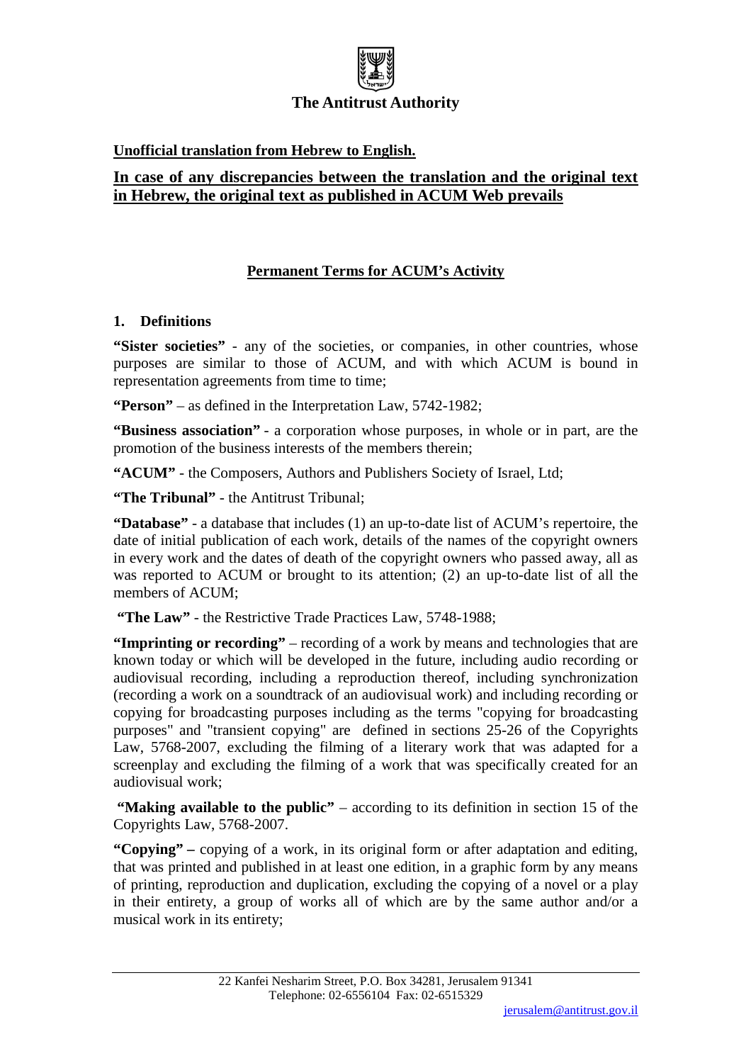**The Antitrust Authority**

**Unofficial translation from Hebrew to English.**

**In case of any discrepancies between the translation and the original text in Hebrew, the original text as published in ACUM Web prevails**

## Permanent Terms for ACUM's Activity

### 1. Definitions

**"Sister societies"** - any of the societies, or companies, in other countries, whose purposes are similar to those of ACUM, and with which ACUM is bound in representation agreements from time to time;

**"Person"** – as defined in the Interpretation Law, 5742-1982;

**"Business association"** - a corporation whose purposes, in whole or in part, are the promotion of the business interests of the members therein;

**"ACUM"** - the Composers, Authors and Publishers Society of Israel, Ltd;

**"The Tribunal"** - the Antitrust Tribunal;

**"Database"** - a database that includes (1) an up-to-date list of ACUM's repertoire, the date of initial publication of each work, details of the names of the copyright owners in every work and the dates of death of the copyright owners who passed away, all as was reported to ACUM or brought to its attention; (2) an up-to-date list of all the members of ACUM;

**"The Law"** - the Restrictive Trade Practices Law, 5748-1988;

**"Imprinting or recording"** – recording of a work by means and technologies that are known today or which will be developed in the future, including audio recording or audiovisual recording, including a reproduction thereof, including synchronization (recording a work on a soundtrack of an audiovisual work) and including recording or copying for broadcasting purposes including as the terms "copying for broadcasting purposes" and "transient copying" are defined in sections 25-26 of the Copyrights Law, 5768-2007, excluding the filming of a literary work that was adapted for a screenplay and excluding the filming of a work that was specifically created for an audiovisual work;

**"Making available to the public"** – according to its definition in section 15 of the Copyrights Law, 5768-2007.

**"Copying" –** copying of a work, in its original form or after adaptation and editing, that was printed and published in at least one edition, in a graphic form by any means of printing, reproduction and duplication, excluding the copying of a novel or a play in their entirety, a group of works all of which are by the same author and/or a musical work in its entirety;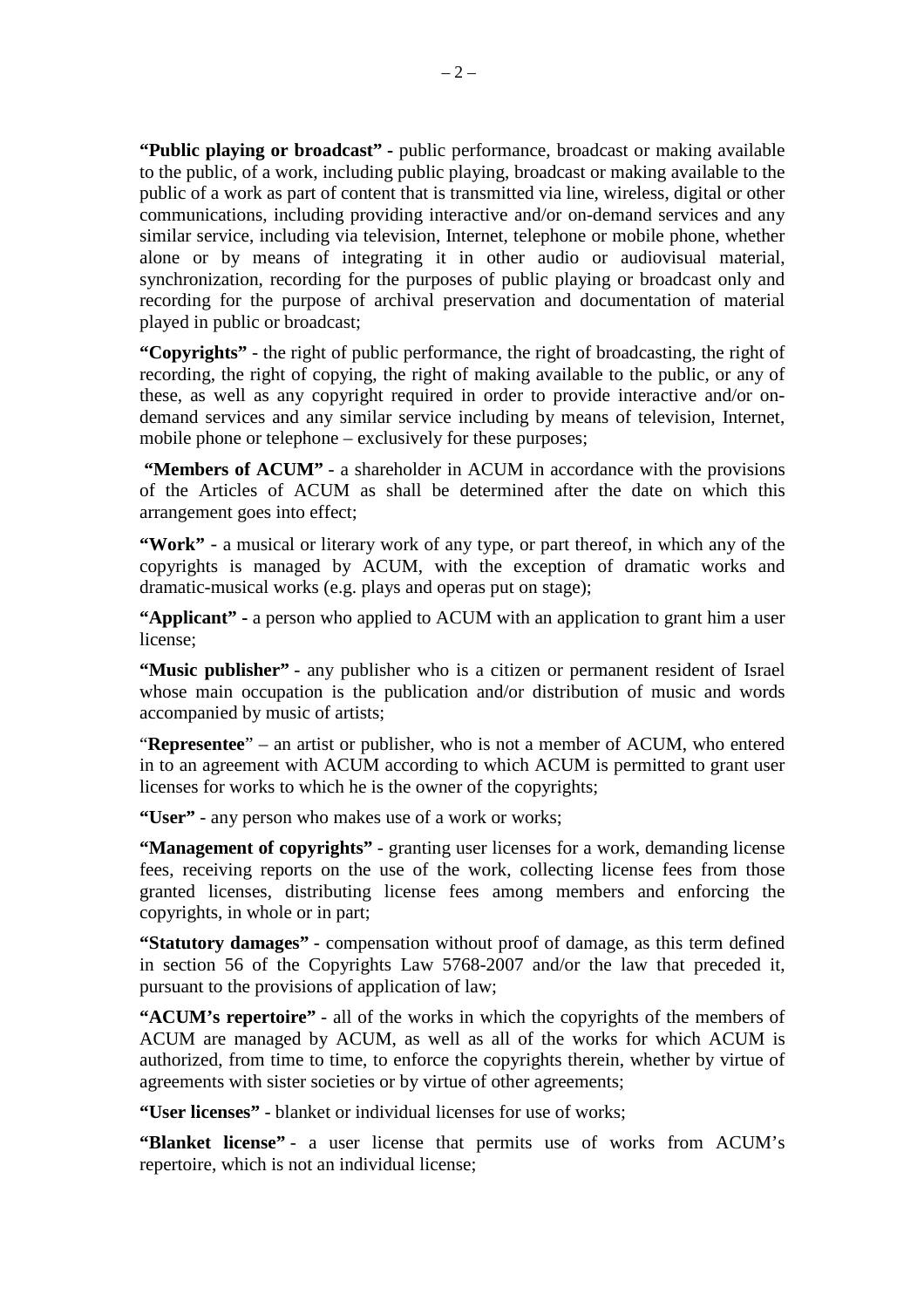**"Public playing or broadcast" -** public performance, broadcast or making available to the public, of a work, including public playing, broadcast or making available to the public of a work as part of content that is transmitted via line, wireless, digital or other communications, including providing interactive and/or on-demand services and any similar service, including via television, Internet, telephone or mobile phone, whether alone or by means of integrating it in other audio or audiovisual material, synchronization, recording for the purposes of public playing or broadcast only and recording for the purpose of archival preservation and documentation of material played in public or broadcast;

**"Copyrights"** - the right of public performance, the right of broadcasting, the right of recording, the right of copying, the right of making available to the public, or any of these, as well as any copyright required in order to provide interactive and/or on-demand services and any similar service including by means of television, Internet, mobile phone or telephone – exclusively for these purposes;

**"Members of ACUM"** - a shareholder in ACUM in accordance with the provisions of the Articles of ACUM as shall be determined after the date on which this arrangement goes into effect;

**"Work"** - a musical or literary work of any type, or part thereof, in which any of the copyrights is managed by ACUM, with the exception of dramatic works and dramatic-musical works (e.g. plays and operas put on stage);

**"Applicant" -** a person who applied to ACUM with an application to grant him a user license;

**"Music publisher"** - any publisher who is a citizen or permanent resident of Israel whose main occupation is the publication and/or distribution of music and words accompanied by music of artists;

"**Representee**" – an artist or publisher, who is not a member of ACUM, who entered in to an agreement with ACUM according to which ACUM is permitted to grant user licenses for works to which he is the owner of the copyrights;

**"User"** - any person who makes use of a work or works;

**"Management of copyrights"** - granting user licenses for a work, demanding license fees, receiving reports on the use of the work, collecting license fees from those granted licenses, distributing license fees among members and enforcing the copyrights, in whole or in part;

**"Statutory damages"** - compensation without proof of damage, as this term defined in section 56 of the Copyrights Law 5768-2007 and/or the law that preceded it, pursuant to the provisions of application of law;

**"ACUM's repertoire"** - all of the works in which the copyrights of the members of ACUM are managed by ACUM, as well as all of the works for which ACUM is authorized, from time to time, to enforce the copyrights therein, whether by virtue of agreements with sister societies or by virtue of other agreements;

**"User licenses"** - blanket or individual licenses for use of works;

**"Blanket license"** - a user license that permits use of works from ACUM's repertoire, which is not an individual license;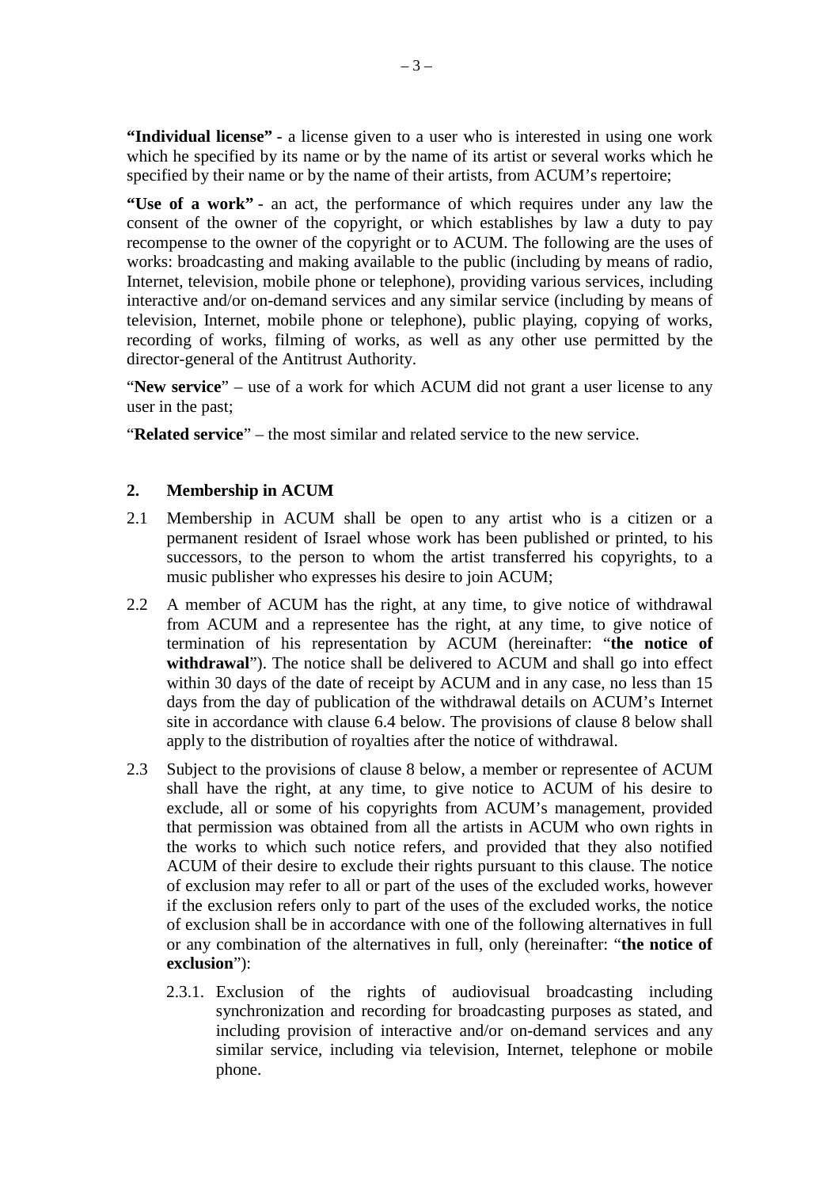**"Individual license"** - a license given to a user who is interested in using one work which he specified by its name or by the name of its artist or several works which he specified by their name or by the name of their artists, from ACUM's repertoire;

**"Use of a work"** - an act, the performance of which requires under any law the consent of the owner of the copyright, or which establishes by law a duty to pay recompense to the owner of the copyright or to ACUM. The following are the uses of works: broadcasting and making available to the public (including by means of radio, Internet, television, mobile phone or telephone), providing various services, including interactive and/or on-demand services and any similar service (including by means of television, Internet, mobile phone or telephone), public playing, copying of works, recording of works, filming of works, as well as any other use permitted by the director-general of the Antitrust Authority.

"**New service**" – use of a work for which ACUM did not grant a user license to any user in the past;

"**Related service**" – the most similar and related service to the new service.

## 2. Membership in ACUM

2.1 Membership in ACUM shall be open to any artist who is a citizen or a permanent resident of Israel whose work has been published or printed, to his successors, to the person to whom the artist transferred his copyrights, to a music publisher who expresses his desire to join ACUM;

2.2 A member of ACUM has the right, at any time, to give notice of withdrawal from ACUM and a representee has the right, at any time, to give notice of termination of his representation by ACUM (hereinafter: "**the notice of withdrawal**"). The notice shall be delivered to ACUM and shall go into effect within 30 days of the date of receipt by ACUM and in any case, no less than 15 days from the day of publication of the withdrawal details on ACUM's Internet site in accordance with clause 6.4 below. The provisions of clause 8 below shall apply to the distribution of royalties after the notice of withdrawal.

2.3 Subject to the provisions of clause 8 below, a member or representee of ACUM shall have the right, at any time, to give notice to ACUM of his desire to exclude, all or some of his copyrights from ACUM's management, provided that permission was obtained from all the artists in ACUM who own rights in the works to which such notice refers, and provided that they also notified ACUM of their desire to exclude their rights pursuant to this clause. The notice of exclusion may refer to all or part of the uses of the excluded works, however if the exclusion refers only to part of the uses of the excluded works, the notice of exclusion shall be in accordance with one of the following alternatives in full or any combination of the alternatives in full, only (hereinafter: "**the notice of exclusion**"):

2.3.1. Exclusion of the rights of audiovisual broadcasting including synchronization and recording for broadcasting purposes as stated, and including provision of interactive and/or on-demand services and any similar service, including via television, Internet, telephone or mobile phone.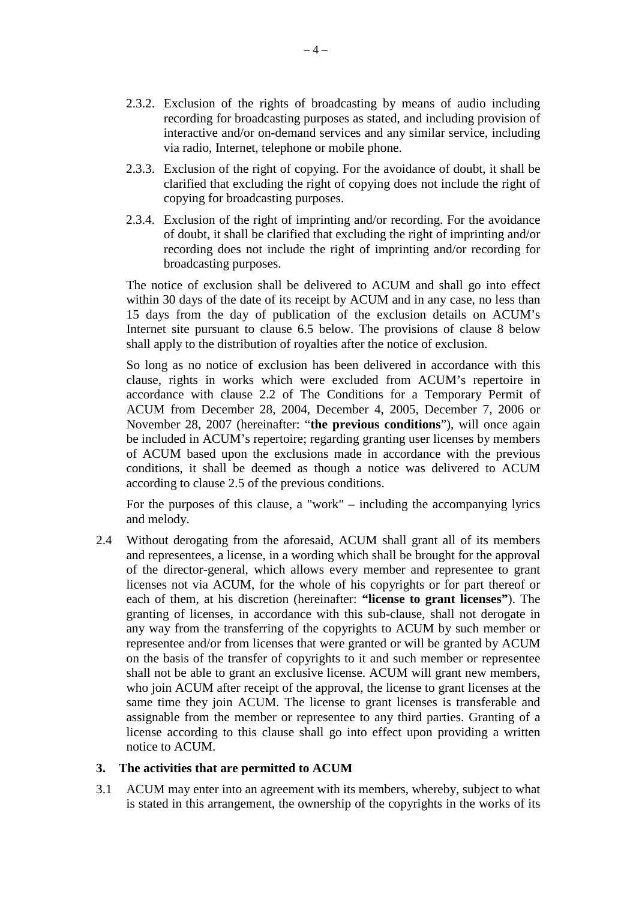2.3.2. Exclusion of the rights of broadcasting by means of audio including recording for broadcasting purposes as stated, and including provision of interactive and/or on-demand services and any similar service, including via radio, Internet, telephone or mobile phone.

2.3.3. Exclusion of the right of copying. For the avoidance of doubt, it shall be clarified that excluding the right of copying does not include the right of copying for broadcasting purposes.

2.3.4. Exclusion of the right of imprinting and/or recording. For the avoidance of doubt, it shall be clarified that excluding the right of imprinting and/or recording does not include the right of imprinting and/or recording for broadcasting purposes.

The notice of exclusion shall be delivered to ACUM and shall go into effect within 30 days of the date of its receipt by ACUM and in any case, no less than 15 days from the day of publication of the exclusion details on ACUM's Internet site pursuant to clause 6.5 below. The provisions of clause 8 below shall apply to the distribution of royalties after the notice of exclusion.

So long as no notice of exclusion has been delivered in accordance with this clause, rights in works which were excluded from ACUM's repertoire in accordance with clause 2.2 of The Conditions for a Temporary Permit of ACUM from December 28, 2004, December 4, 2005, December 7, 2006 or November 28, 2007 (hereinafter: "**the previous conditions**"), will once again be included in ACUM's repertoire; regarding granting user licenses by members of ACUM based upon the exclusions made in accordance with the previous conditions, it shall be deemed as though a notice was delivered to ACUM according to clause 2.5 of the previous conditions.

For the purposes of this clause, a "work" – including the accompanying lyrics and melody.

2.4 Without derogating from the aforesaid, ACUM shall grant all of its members and representees, a license, in a wording which shall be brought for the approval of the director-general, which allows every member and representee to grant licenses not via ACUM, for the whole of his copyrights or for part thereof or each of them, at his discretion (hereinafter: **"license to grant licenses"**). The granting of licenses, in accordance with this sub-clause, shall not derogate in any way from the transferring of the copyrights to ACUM by such member or representee and/or from licenses that were granted or will be granted by ACUM on the basis of the transfer of copyrights to it and such member or representee shall not be able to grant an exclusive license. ACUM will grant new members, who join ACUM after receipt of the approval, the license to grant licenses at the same time they join ACUM. The license to grant licenses is transferable and assignable from the member or representee to any third parties. Granting of a license according to this clause shall go into effect upon providing a written notice to ACUM.

### 3. The activities that are permitted to ACUM

3.1 ACUM may enter into an agreement with its members, whereby, subject to what is stated in this arrangement, the ownership of the copyrights in the works of its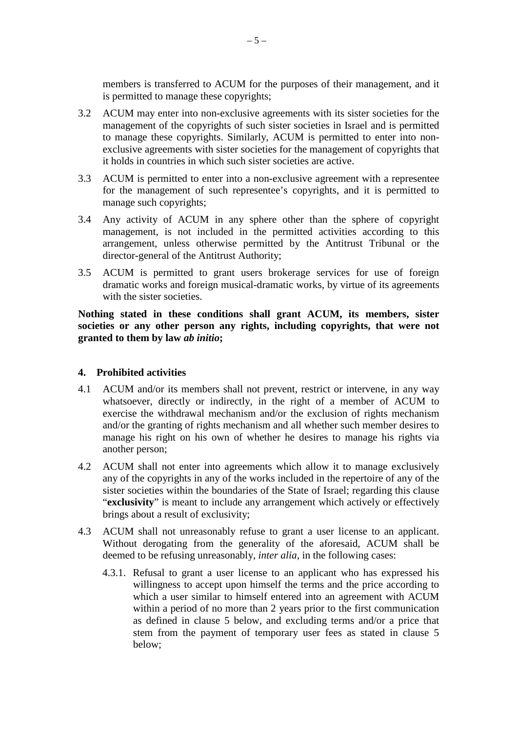members is transferred to ACUM for the purposes of their management, and it is permitted to manage these copyrights;

3.2 ACUM may enter into non-exclusive agreements with its sister societies for the management of the copyrights of such sister societies in Israel and is permitted to manage these copyrights. Similarly, ACUM is permitted to enter into non-exclusive agreements with sister societies for the management of copyrights that it holds in countries in which such sister societies are active.

3.3 ACUM is permitted to enter into a non-exclusive agreement with a representee for the management of such representee's copyrights, and it is permitted to manage such copyrights;

3.4 Any activity of ACUM in any sphere other than the sphere of copyright management, is not included in the permitted activities according to this arrangement, unless otherwise permitted by the Antitrust Tribunal or the director-general of the Antitrust Authority;

3.5 ACUM is permitted to grant users brokerage services for use of foreign dramatic works and foreign musical-dramatic works, by virtue of its agreements with the sister societies.

**Nothing stated in these conditions shall grant ACUM, its members, sister societies or any other person any rights, including copyrights, that were not granted to them by law *ab initio*;**

## 4. Prohibited activities

4.1 ACUM and/or its members shall not prevent, restrict or intervene, in any way whatsoever, directly or indirectly, in the right of a member of ACUM to exercise the withdrawal mechanism and/or the exclusion of rights mechanism and/or the granting of rights mechanism and all whether such member desires to manage his right on his own of whether he desires to manage his rights via another person;

4.2 ACUM shall not enter into agreements which allow it to manage exclusively any of the copyrights in any of the works included in the repertoire of any of the sister societies within the boundaries of the State of Israel; regarding this clause "**exclusivity**" is meant to include any arrangement which actively or effectively brings about a result of exclusivity;

4.3 ACUM shall not unreasonably refuse to grant a user license to an applicant. Without derogating from the generality of the aforesaid, ACUM shall be deemed to be refusing unreasonably, *inter alia*, in the following cases:

4.3.1. Refusal to grant a user license to an applicant who has expressed his willingness to accept upon himself the terms and the price according to which a user similar to himself entered into an agreement with ACUM within a period of no more than 2 years prior to the first communication as defined in clause 5 below, and excluding terms and/or a price that stem from the payment of temporary user fees as stated in clause 5 below;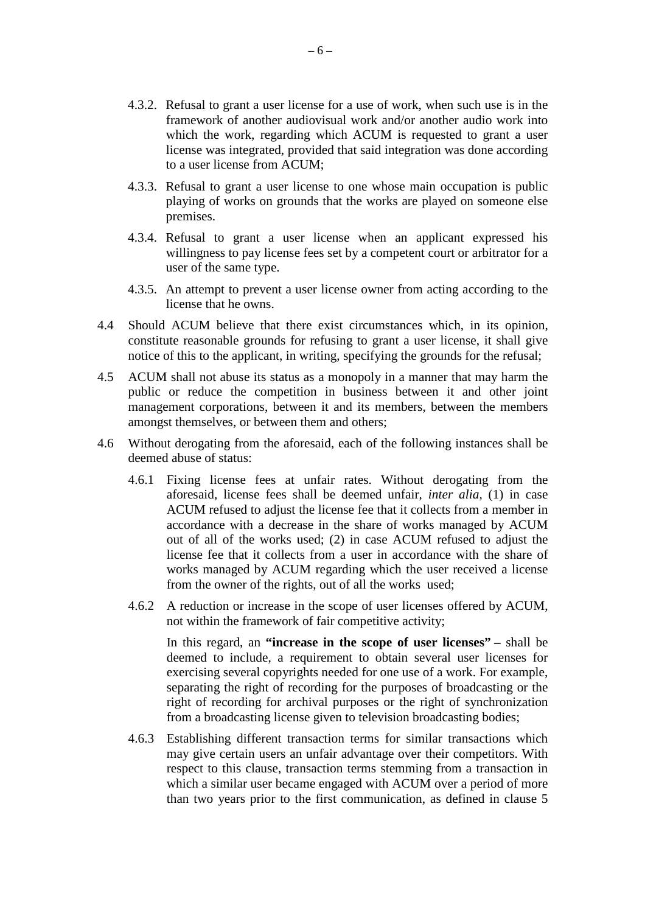4.3.2. Refusal to grant a user license for a use of work, when such use is in the framework of another audiovisual work and/or another audio work into which the work, regarding which ACUM is requested to grant a user license was integrated, provided that said integration was done according to a user license from ACUM;

4.3.3. Refusal to grant a user license to one whose main occupation is public playing of works on grounds that the works are played on someone else premises.

4.3.4. Refusal to grant a user license when an applicant expressed his willingness to pay license fees set by a competent court or arbitrator for a user of the same type.

4.3.5. An attempt to prevent a user license owner from acting according to the license that he owns.

4.4 Should ACUM believe that there exist circumstances which, in its opinion, constitute reasonable grounds for refusing to grant a user license, it shall give notice of this to the applicant, in writing, specifying the grounds for the refusal;

4.5 ACUM shall not abuse its status as a monopoly in a manner that may harm the public or reduce the competition in business between it and other joint management corporations, between it and its members, between the members amongst themselves, or between them and others;

4.6 Without derogating from the aforesaid, each of the following instances shall be deemed abuse of status:

4.6.1 Fixing license fees at unfair rates. Without derogating from the aforesaid, license fees shall be deemed unfair, *inter alia*, (1) in case ACUM refused to adjust the license fee that it collects from a member in accordance with a decrease in the share of works managed by ACUM out of all of the works used; (2) in case ACUM refused to adjust the license fee that it collects from a user in accordance with the share of works managed by ACUM regarding which the user received a license from the owner of the rights, out of all the works used;

4.6.2 A reduction or increase in the scope of user licenses offered by ACUM, not within the framework of fair competitive activity;

In this regard, an **"increase in the scope of user licenses" –** shall be deemed to include, a requirement to obtain several user licenses for exercising several copyrights needed for one use of a work. For example, separating the right of recording for the purposes of broadcasting or the right of recording for archival purposes or the right of synchronization from a broadcasting license given to television broadcasting bodies;

4.6.3 Establishing different transaction terms for similar transactions which may give certain users an unfair advantage over their competitors. With respect to this clause, transaction terms stemming from a transaction in which a similar user became engaged with ACUM over a period of more than two years prior to the first communication, as defined in clause 5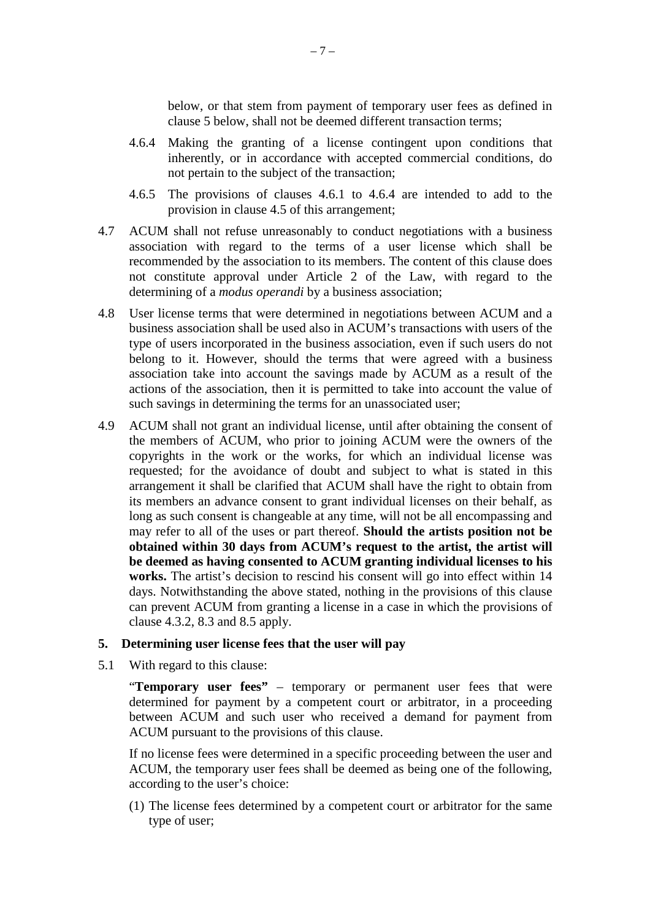below, or that stem from payment of temporary user fees as defined in clause 5 below, shall not be deemed different transaction terms;

4.6.4 Making the granting of a license contingent upon conditions that inherently, or in accordance with accepted commercial conditions, do not pertain to the subject of the transaction;

4.6.5 The provisions of clauses 4.6.1 to 4.6.4 are intended to add to the provision in clause 4.5 of this arrangement;

4.7 ACUM shall not refuse unreasonably to conduct negotiations with a business association with regard to the terms of a user license which shall be recommended by the association to its members. The content of this clause does not constitute approval under Article 2 of the Law, with regard to the determining of a *modus operandi* by a business association;

4.8 User license terms that were determined in negotiations between ACUM and a business association shall be used also in ACUM's transactions with users of the type of users incorporated in the business association, even if such users do not belong to it. However, should the terms that were agreed with a business association take into account the savings made by ACUM as a result of the actions of the association, then it is permitted to take into account the value of such savings in determining the terms for an unassociated user;

4.9 ACUM shall not grant an individual license, until after obtaining the consent of the members of ACUM, who prior to joining ACUM were the owners of the copyrights in the work or the works, for which an individual license was requested; for the avoidance of doubt and subject to what is stated in this arrangement it shall be clarified that ACUM shall have the right to obtain from its members an advance consent to grant individual licenses on their behalf, as long as such consent is changeable at any time, will not be all encompassing and may refer to all of the uses or part thereof. **Should the artists position not be obtained within 30 days from ACUM's request to the artist, the artist will be deemed as having consented to ACUM granting individual licenses to his works.** The artist's decision to rescind his consent will go into effect within 14 days. Notwithstanding the above stated, nothing in the provisions of this clause can prevent ACUM from granting a license in a case in which the provisions of clause 4.3.2, 8.3 and 8.5 apply.

## 5. Determining user license fees that the user will pay

5.1 With regard to this clause:

"**Temporary user fees"** – temporary or permanent user fees that were determined for payment by a competent court or arbitrator, in a proceeding between ACUM and such user who received a demand for payment from ACUM pursuant to the provisions of this clause.

If no license fees were determined in a specific proceeding between the user and ACUM, the temporary user fees shall be deemed as being one of the following, according to the user's choice:

(1) The license fees determined by a competent court or arbitrator for the same type of user;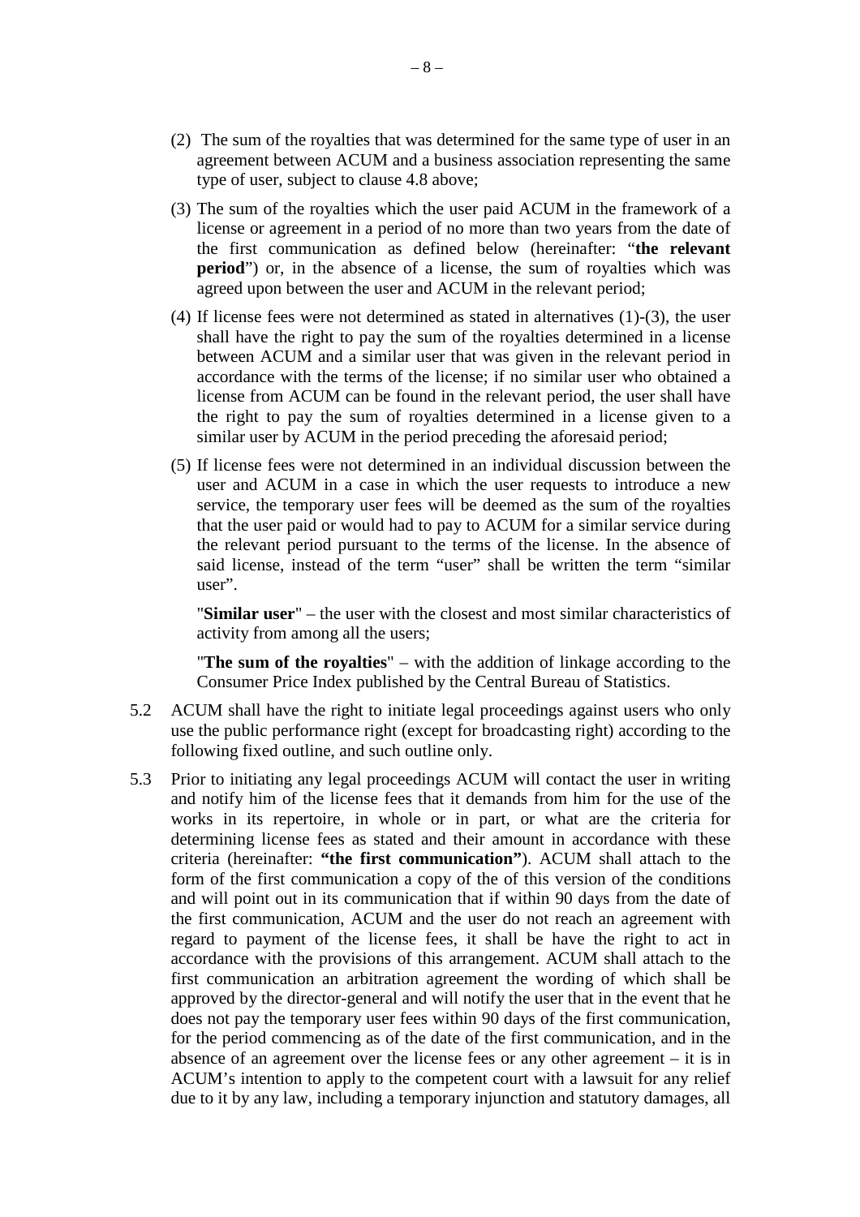(2) The sum of the royalties that was determined for the same type of user in an agreement between ACUM and a business association representing the same type of user, subject to clause 4.8 above;

(3) The sum of the royalties which the user paid ACUM in the framework of a license or agreement in a period of no more than two years from the date of the first communication as defined below (hereinafter: "**the relevant period**") or, in the absence of a license, the sum of royalties which was agreed upon between the user and ACUM in the relevant period;

(4) If license fees were not determined as stated in alternatives (1)-(3), the user shall have the right to pay the sum of the royalties determined in a license between ACUM and a similar user that was given in the relevant period in accordance with the terms of the license; if no similar user who obtained a license from ACUM can be found in the relevant period, the user shall have the right to pay the sum of royalties determined in a license given to a similar user by ACUM in the period preceding the aforesaid period;

(5) If license fees were not determined in an individual discussion between the user and ACUM in a case in which the user requests to introduce a new service, the temporary user fees will be deemed as the sum of the royalties that the user paid or would had to pay to ACUM for a similar service during the relevant period pursuant to the terms of the license. In the absence of said license, instead of the term "user" shall be written the term "similar user".

"**Similar user**" – the user with the closest and most similar characteristics of activity from among all the users;

"**The sum of the royalties**" – with the addition of linkage according to the Consumer Price Index published by the Central Bureau of Statistics.

5.2 ACUM shall have the right to initiate legal proceedings against users who only use the public performance right (except for broadcasting right) according to the following fixed outline, and such outline only.

5.3 Prior to initiating any legal proceedings ACUM will contact the user in writing and notify him of the license fees that it demands from him for the use of the works in its repertoire, in whole or in part, or what are the criteria for determining license fees as stated and their amount in accordance with these criteria (hereinafter: **"the first communication"**). ACUM shall attach to the form of the first communication a copy of the of this version of the conditions and will point out in its communication that if within 90 days from the date of the first communication, ACUM and the user do not reach an agreement with regard to payment of the license fees, it shall be have the right to act in accordance with the provisions of this arrangement. ACUM shall attach to the first communication an arbitration agreement the wording of which shall be approved by the director-general and will notify the user that in the event that he does not pay the temporary user fees within 90 days of the first communication, for the period commencing as of the date of the first communication, and in the absence of an agreement over the license fees or any other agreement – it is in ACUM's intention to apply to the competent court with a lawsuit for any relief due to it by any law, including a temporary injunction and statutory damages, all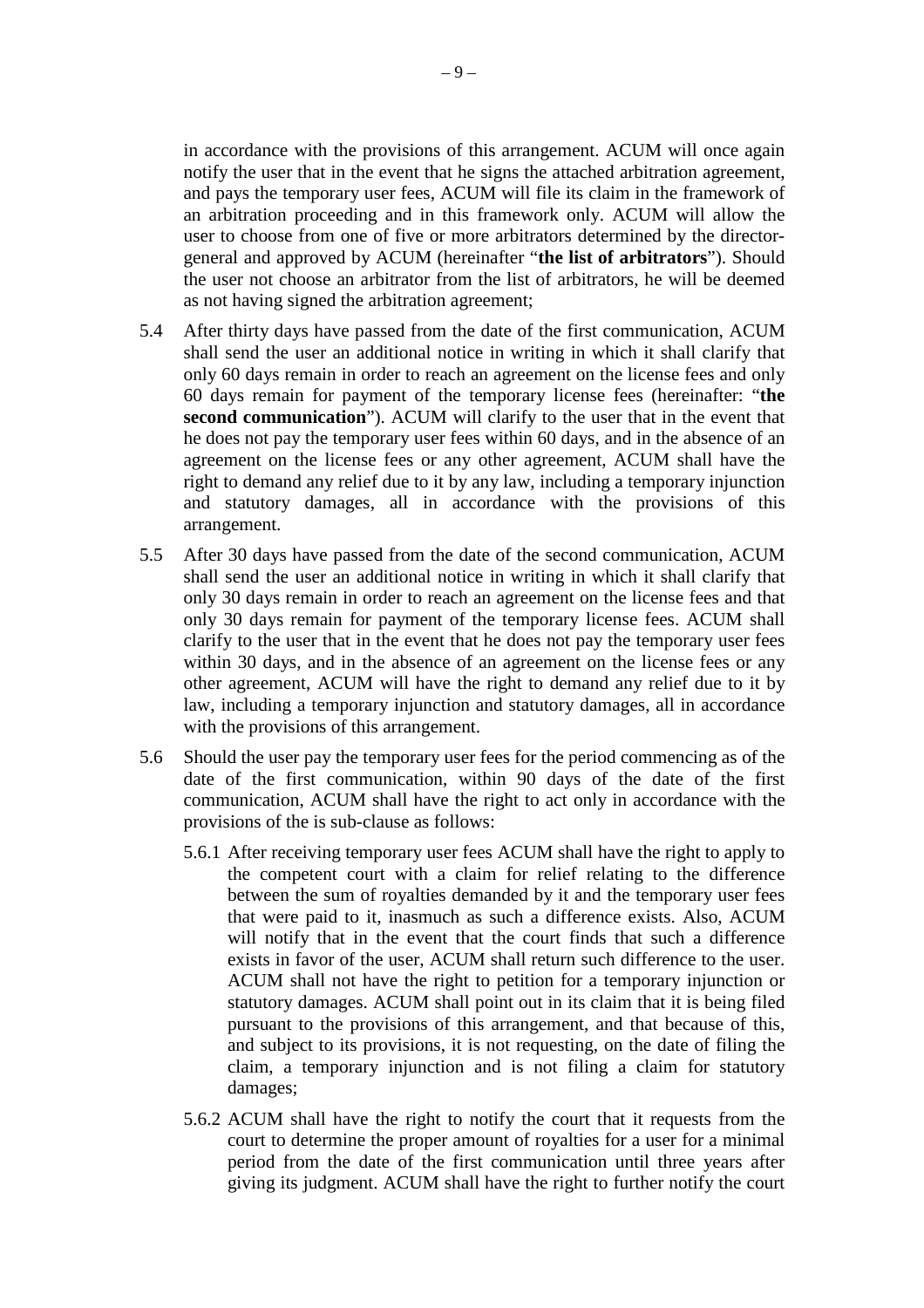in accordance with the provisions of this arrangement. ACUM will once again notify the user that in the event that he signs the attached arbitration agreement, and pays the temporary user fees, ACUM will file its claim in the framework of an arbitration proceeding and in this framework only. ACUM will allow the user to choose from one of five or more arbitrators determined by the director-general and approved by ACUM (hereinafter "**the list of arbitrators**"). Should the user not choose an arbitrator from the list of arbitrators, he will be deemed as not having signed the arbitration agreement;

5.4 After thirty days have passed from the date of the first communication, ACUM shall send the user an additional notice in writing in which it shall clarify that only 60 days remain in order to reach an agreement on the license fees and only 60 days remain for payment of the temporary license fees (hereinafter: "**the second communication**"). ACUM will clarify to the user that in the event that he does not pay the temporary user fees within 60 days, and in the absence of an agreement on the license fees or any other agreement, ACUM shall have the right to demand any relief due to it by any law, including a temporary injunction and statutory damages, all in accordance with the provisions of this arrangement.

5.5 After 30 days have passed from the date of the second communication, ACUM shall send the user an additional notice in writing in which it shall clarify that only 30 days remain in order to reach an agreement on the license fees and that only 30 days remain for payment of the temporary license fees. ACUM shall clarify to the user that in the event that he does not pay the temporary user fees within 30 days, and in the absence of an agreement on the license fees or any other agreement, ACUM will have the right to demand any relief due to it by law, including a temporary injunction and statutory damages, all in accordance with the provisions of this arrangement.

5.6 Should the user pay the temporary user fees for the period commencing as of the date of the first communication, within 90 days of the date of the first communication, ACUM shall have the right to act only in accordance with the provisions of the is sub-clause as follows:

5.6.1 After receiving temporary user fees ACUM shall have the right to apply to the competent court with a claim for relief relating to the difference between the sum of royalties demanded by it and the temporary user fees that were paid to it, inasmuch as such a difference exists. Also, ACUM will notify that in the event that the court finds that such a difference exists in favor of the user, ACUM shall return such difference to the user. ACUM shall not have the right to petition for a temporary injunction or statutory damages. ACUM shall point out in its claim that it is being filed pursuant to the provisions of this arrangement, and that because of this, and subject to its provisions, it is not requesting, on the date of filing the claim, a temporary injunction and is not filing a claim for statutory damages;

5.6.2 ACUM shall have the right to notify the court that it requests from the court to determine the proper amount of royalties for a user for a minimal period from the date of the first communication until three years after giving its judgment. ACUM shall have the right to further notify the court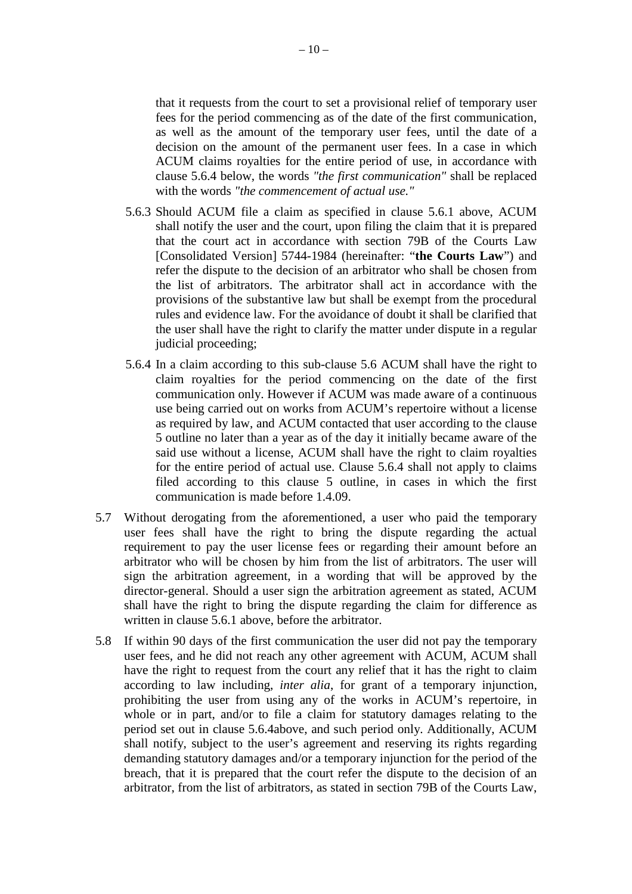that it requests from the court to set a provisional relief of temporary user fees for the period commencing as of the date of the first communication, as well as the amount of the temporary user fees, until the date of a decision on the amount of the permanent user fees. In a case in which ACUM claims royalties for the entire period of use, in accordance with clause 5.6.4 below, the words *"the first communication"* shall be replaced with the words *"the commencement of actual use."*

5.6.3 Should ACUM file a claim as specified in clause 5.6.1 above, ACUM shall notify the user and the court, upon filing the claim that it is prepared that the court act in accordance with section 79B of the Courts Law [Consolidated Version] 5744-1984 (hereinafter: "**the Courts Law**") and refer the dispute to the decision of an arbitrator who shall be chosen from the list of arbitrators. The arbitrator shall act in accordance with the provisions of the substantive law but shall be exempt from the procedural rules and evidence law. For the avoidance of doubt it shall be clarified that the user shall have the right to clarify the matter under dispute in a regular judicial proceeding;

5.6.4 In a claim according to this sub-clause 5.6 ACUM shall have the right to claim royalties for the period commencing on the date of the first communication only. However if ACUM was made aware of a continuous use being carried out on works from ACUM's repertoire without a license as required by law, and ACUM contacted that user according to the clause 5 outline no later than a year as of the day it initially became aware of the said use without a license, ACUM shall have the right to claim royalties for the entire period of actual use. Clause 5.6.4 shall not apply to claims filed according to this clause 5 outline, in cases in which the first communication is made before 1.4.09.

5.7 Without derogating from the aforementioned, a user who paid the temporary user fees shall have the right to bring the dispute regarding the actual requirement to pay the user license fees or regarding their amount before an arbitrator who will be chosen by him from the list of arbitrators. The user will sign the arbitration agreement, in a wording that will be approved by the director-general. Should a user sign the arbitration agreement as stated, ACUM shall have the right to bring the dispute regarding the claim for difference as written in clause 5.6.1 above, before the arbitrator.

5.8 If within 90 days of the first communication the user did not pay the temporary user fees, and he did not reach any other agreement with ACUM, ACUM shall have the right to request from the court any relief that it has the right to claim according to law including, *inter alia*, for grant of a temporary injunction, prohibiting the user from using any of the works in ACUM's repertoire, in whole or in part, and/or to file a claim for statutory damages relating to the period set out in clause 5.6.4above, and such period only. Additionally, ACUM shall notify, subject to the user's agreement and reserving its rights regarding demanding statutory damages and/or a temporary injunction for the period of the breach, that it is prepared that the court refer the dispute to the decision of an arbitrator, from the list of arbitrators, as stated in section 79B of the Courts Law,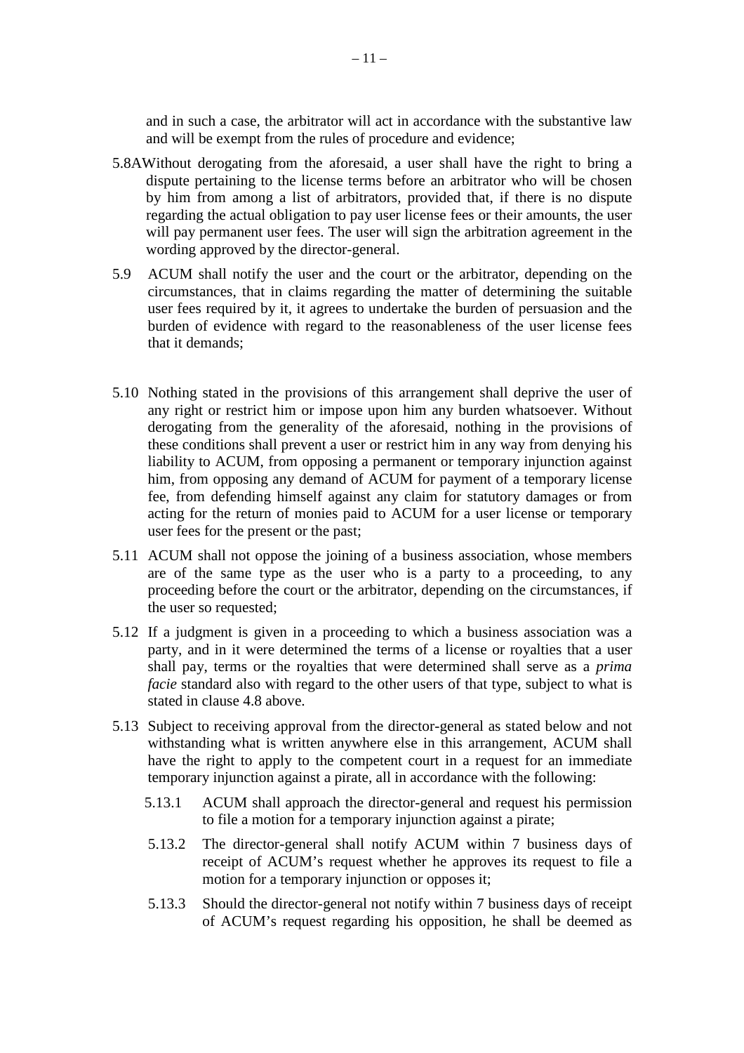and in such a case, the arbitrator will act in accordance with the substantive law and will be exempt from the rules of procedure and evidence;

5.8A Without derogating from the aforesaid, a user shall have the right to bring a dispute pertaining to the license terms before an arbitrator who will be chosen by him from among a list of arbitrators, provided that, if there is no dispute regarding the actual obligation to pay user license fees or their amounts, the user will pay permanent user fees. The user will sign the arbitration agreement in the wording approved by the director-general.

5.9 ACUM shall notify the user and the court or the arbitrator, depending on the circumstances, that in claims regarding the matter of determining the suitable user fees required by it, it agrees to undertake the burden of persuasion and the burden of evidence with regard to the reasonableness of the user license fees that it demands;

5.10 Nothing stated in the provisions of this arrangement shall deprive the user of any right or restrict him or impose upon him any burden whatsoever. Without derogating from the generality of the aforesaid, nothing in the provisions of these conditions shall prevent a user or restrict him in any way from denying his liability to ACUM, from opposing a permanent or temporary injunction against him, from opposing any demand of ACUM for payment of a temporary license fee, from defending himself against any claim for statutory damages or from acting for the return of monies paid to ACUM for a user license or temporary user fees for the present or the past;

5.11 ACUM shall not oppose the joining of a business association, whose members are of the same type as the user who is a party to a proceeding, to any proceeding before the court or the arbitrator, depending on the circumstances, if the user so requested;

5.12 If a judgment is given in a proceeding to which a business association was a party, and in it were determined the terms of a license or royalties that a user shall pay, terms or the royalties that were determined shall serve as a *prima facie* standard also with regard to the other users of that type, subject to what is stated in clause 4.8 above.

5.13 Subject to receiving approval from the director-general as stated below and not withstanding what is written anywhere else in this arrangement, ACUM shall have the right to apply to the competent court in a request for an immediate temporary injunction against a pirate, all in accordance with the following:

   5.13.1 ACUM shall approach the director-general and request his permission to file a motion for a temporary injunction against a pirate;

   5.13.2 The director-general shall notify ACUM within 7 business days of receipt of ACUM's request whether he approves its request to file a motion for a temporary injunction or opposes it;

   5.13.3 Should the director-general not notify within 7 business days of receipt of ACUM's request regarding his opposition, he shall be deemed as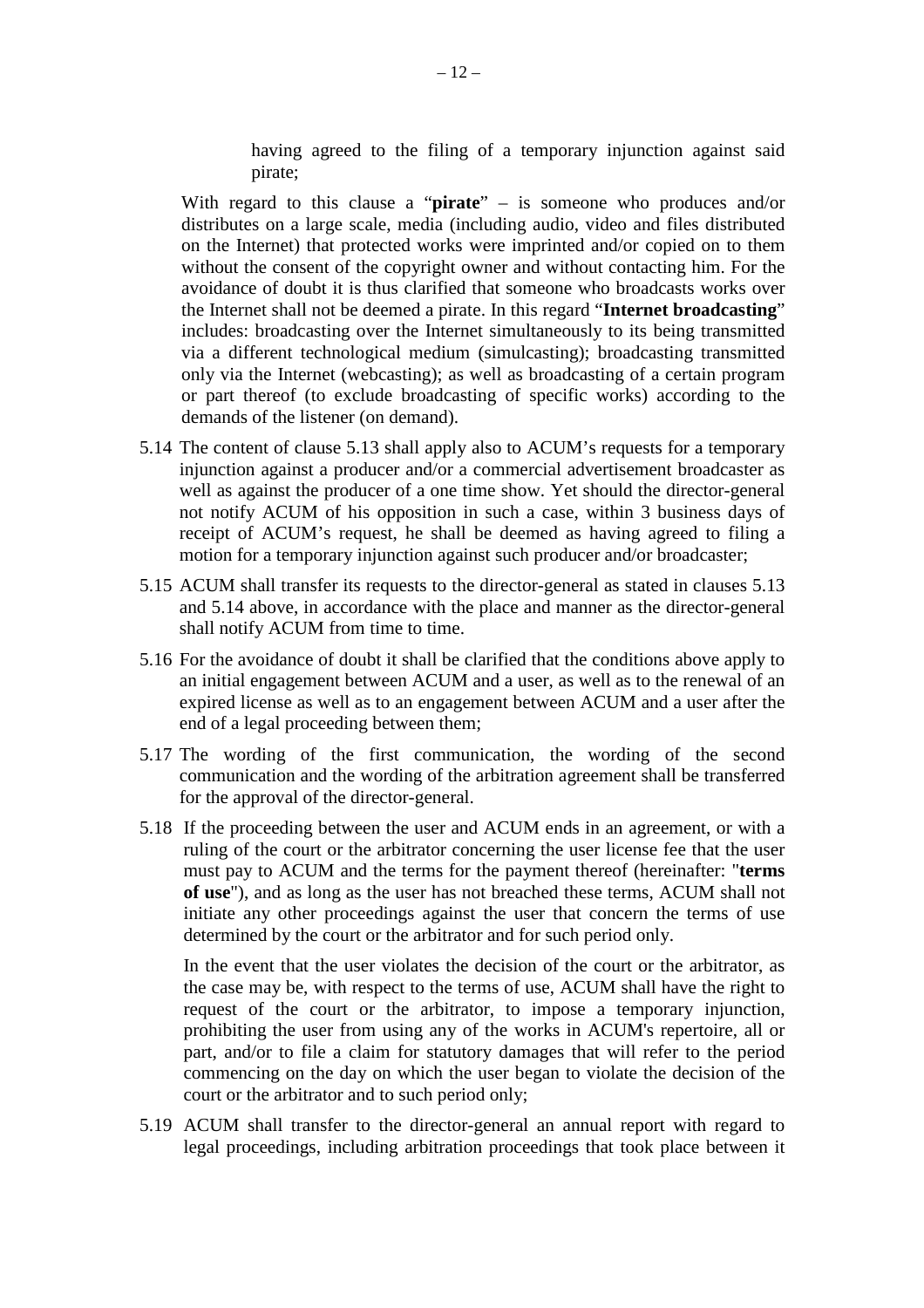having agreed to the filing of a temporary injunction against said pirate;

With regard to this clause a "**pirate**" – is someone who produces and/or distributes on a large scale, media (including audio, video and files distributed on the Internet) that protected works were imprinted and/or copied on to them without the consent of the copyright owner and without contacting him. For the avoidance of doubt it is thus clarified that someone who broadcasts works over the Internet shall not be deemed a pirate. In this regard "**Internet broadcasting**" includes: broadcasting over the Internet simultaneously to its being transmitted via a different technological medium (simulcasting); broadcasting transmitted only via the Internet (webcasting); as well as broadcasting of a certain program or part thereof (to exclude broadcasting of specific works) according to the demands of the listener (on demand).

5.14 The content of clause 5.13 shall apply also to ACUM's requests for a temporary injunction against a producer and/or a commercial advertisement broadcaster as well as against the producer of a one time show. Yet should the director-general not notify ACUM of his opposition in such a case, within 3 business days of receipt of ACUM's request, he shall be deemed as having agreed to filing a motion for a temporary injunction against such producer and/or broadcaster;

5.15 ACUM shall transfer its requests to the director-general as stated in clauses 5.13 and 5.14 above, in accordance with the place and manner as the director-general shall notify ACUM from time to time.

5.16 For the avoidance of doubt it shall be clarified that the conditions above apply to an initial engagement between ACUM and a user, as well as to the renewal of an expired license as well as to an engagement between ACUM and a user after the end of a legal proceeding between them;

5.17 The wording of the first communication, the wording of the second communication and the wording of the arbitration agreement shall be transferred for the approval of the director-general.

5.18 If the proceeding between the user and ACUM ends in an agreement, or with a ruling of the court or the arbitrator concerning the user license fee that the user must pay to ACUM and the terms for the payment thereof (hereinafter: "**terms of use**"), and as long as the user has not breached these terms, ACUM shall not initiate any other proceedings against the user that concern the terms of use determined by the court or the arbitrator and for such period only.

In the event that the user violates the decision of the court or the arbitrator, as the case may be, with respect to the terms of use, ACUM shall have the right to request of the court or the arbitrator, to impose a temporary injunction, prohibiting the user from using any of the works in ACUM's repertoire, all or part, and/or to file a claim for statutory damages that will refer to the period commencing on the day on which the user began to violate the decision of the court or the arbitrator and to such period only;

5.19 ACUM shall transfer to the director-general an annual report with regard to legal proceedings, including arbitration proceedings that took place between it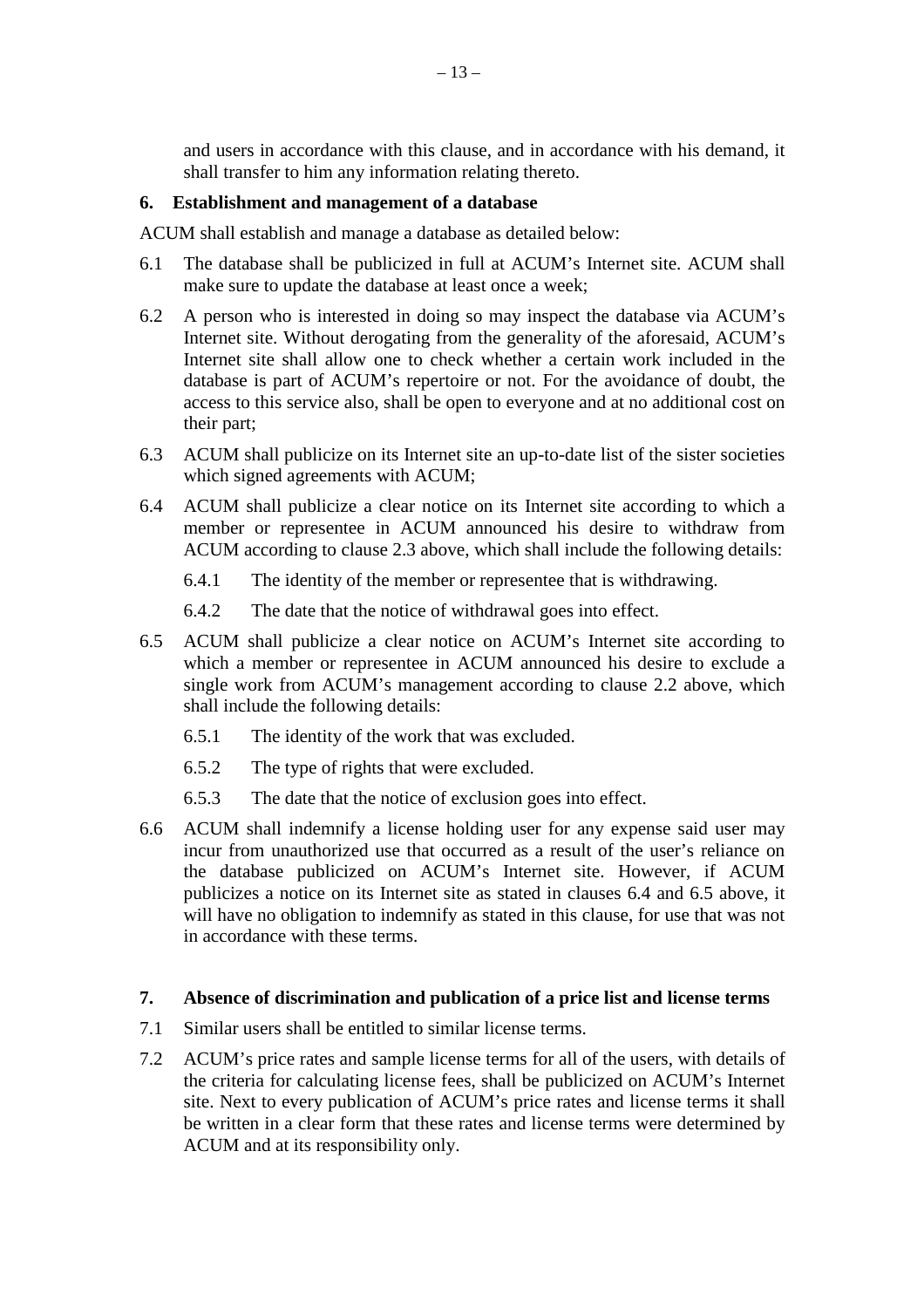and users in accordance with this clause, and in accordance with his demand, it shall transfer to him any information relating thereto.

**6. Establishment and management of a database**

ACUM shall establish and manage a database as detailed below:

6.1 The database shall be publicized in full at ACUM's Internet site. ACUM shall make sure to update the database at least once a week;

6.2 A person who is interested in doing so may inspect the database via ACUM's Internet site. Without derogating from the generality of the aforesaid, ACUM's Internet site shall allow one to check whether a certain work included in the database is part of ACUM's repertoire or not. For the avoidance of doubt, the access to this service also, shall be open to everyone and at no additional cost on their part;

6.3 ACUM shall publicize on its Internet site an up-to-date list of the sister societies which signed agreements with ACUM;

6.4 ACUM shall publicize a clear notice on its Internet site according to which a member or representee in ACUM announced his desire to withdraw from ACUM according to clause 2.3 above, which shall include the following details:

6.4.1 The identity of the member or representee that is withdrawing.

6.4.2 The date that the notice of withdrawal goes into effect.

6.5 ACUM shall publicize a clear notice on ACUM's Internet site according to which a member or representee in ACUM announced his desire to exclude a single work from ACUM's management according to clause 2.2 above, which shall include the following details:

6.5.1 The identity of the work that was excluded.

6.5.2 The type of rights that were excluded.

6.5.3 The date that the notice of exclusion goes into effect.

6.6 ACUM shall indemnify a license holding user for any expense said user may incur from unauthorized use that occurred as a result of the user's reliance on the database publicized on ACUM's Internet site. However, if ACUM publicizes a notice on its Internet site as stated in clauses 6.4 and 6.5 above, it will have no obligation to indemnify as stated in this clause, for use that was not in accordance with these terms.

**7. Absence of discrimination and publication of a price list and license terms**

7.1 Similar users shall be entitled to similar license terms.

7.2 ACUM's price rates and sample license terms for all of the users, with details of the criteria for calculating license fees, shall be publicized on ACUM's Internet site. Next to every publication of ACUM's price rates and license terms it shall be written in a clear form that these rates and license terms were determined by ACUM and at its responsibility only.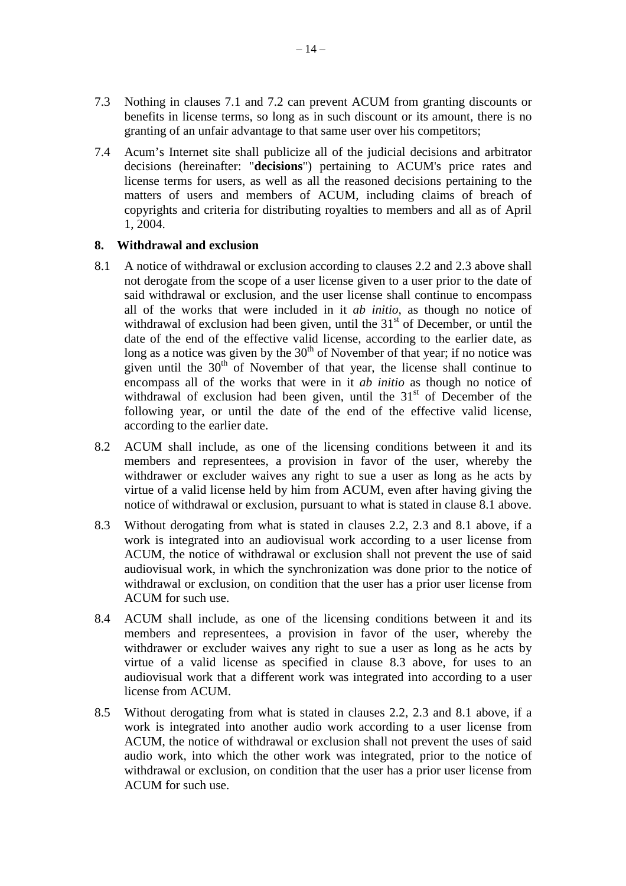7.3 Nothing in clauses 7.1 and 7.2 can prevent ACUM from granting discounts or benefits in license terms, so long as in such discount or its amount, there is no granting of an unfair advantage to that same user over his competitors;

7.4 Acum's Internet site shall publicize all of the judicial decisions and arbitrator decisions (hereinafter: "**decisions**") pertaining to ACUM's price rates and license terms for users, as well as all the reasoned decisions pertaining to the matters of users and members of ACUM, including claims of breach of copyrights and criteria for distributing royalties to members and all as of April 1, 2004.

## 8. Withdrawal and exclusion

8.1 A notice of withdrawal or exclusion according to clauses 2.2 and 2.3 above shall not derogate from the scope of a user license given to a user prior to the date of said withdrawal or exclusion, and the user license shall continue to encompass all of the works that were included in it *ab initio*, as though no notice of withdrawal of exclusion had been given, until the 31st of December, or until the date of the end of the effective valid license, according to the earlier date, as long as a notice was given by the 30th of November of that year; if no notice was given until the 30th of November of that year, the license shall continue to encompass all of the works that were in it *ab initio* as though no notice of withdrawal of exclusion had been given, until the 31st of December of the following year, or until the date of the end of the effective valid license, according to the earlier date.

8.2 ACUM shall include, as one of the licensing conditions between it and its members and representees, a provision in favor of the user, whereby the withdrawer or excluder waives any right to sue a user as long as he acts by virtue of a valid license held by him from ACUM, even after having giving the notice of withdrawal or exclusion, pursuant to what is stated in clause 8.1 above.

8.3 Without derogating from what is stated in clauses 2.2, 2.3 and 8.1 above, if a work is integrated into an audiovisual work according to a user license from ACUM, the notice of withdrawal or exclusion shall not prevent the use of said audiovisual work, in which the synchronization was done prior to the notice of withdrawal or exclusion, on condition that the user has a prior user license from ACUM for such use.

8.4 ACUM shall include, as one of the licensing conditions between it and its members and representees, a provision in favor of the user, whereby the withdrawer or excluder waives any right to sue a user as long as he acts by virtue of a valid license as specified in clause 8.3 above, for uses to an audiovisual work that a different work was integrated into according to a user license from ACUM.

8.5 Without derogating from what is stated in clauses 2.2, 2.3 and 8.1 above, if a work is integrated into another audio work according to a user license from ACUM, the notice of withdrawal or exclusion shall not prevent the uses of said audio work, into which the other work was integrated, prior to the notice of withdrawal or exclusion, on condition that the user has a prior user license from ACUM for such use.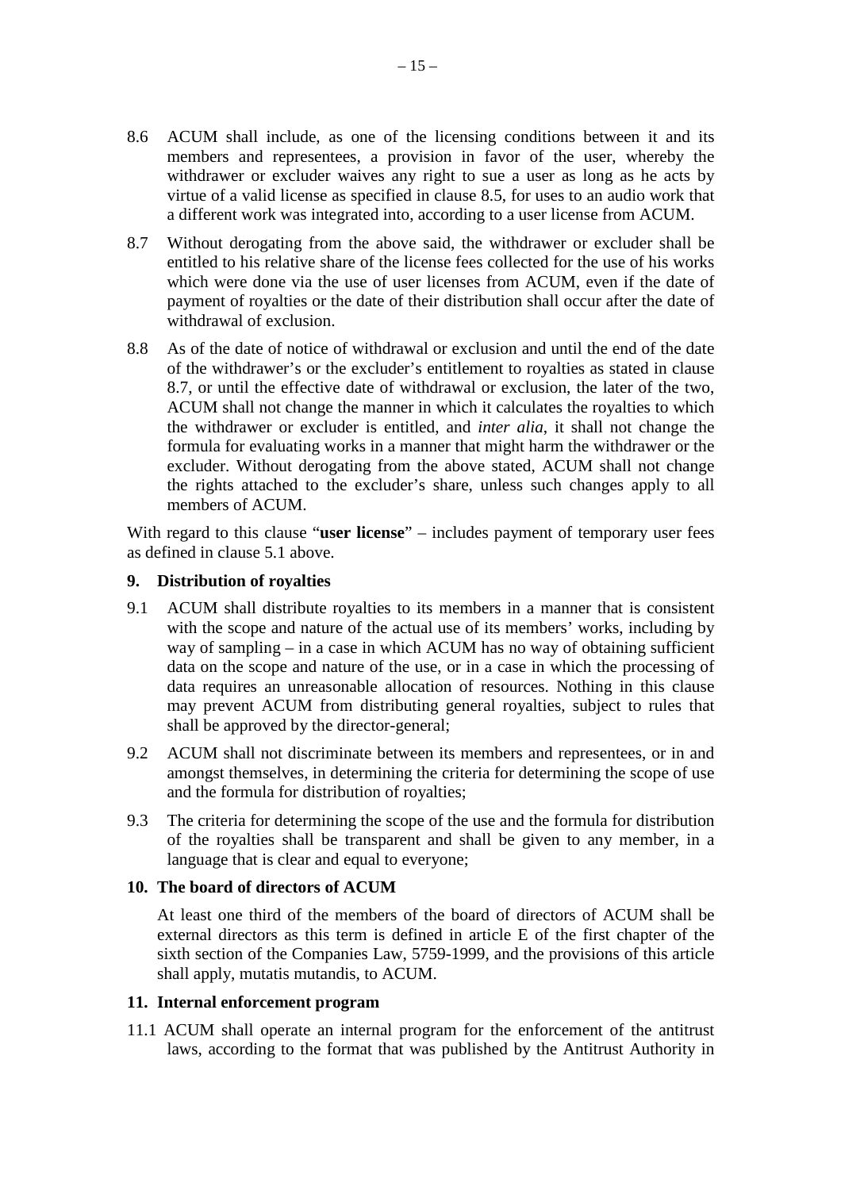8.6 ACUM shall include, as one of the licensing conditions between it and its members and representees, a provision in favor of the user, whereby the withdrawer or excluder waives any right to sue a user as long as he acts by virtue of a valid license as specified in clause 8.5, for uses to an audio work that a different work was integrated into, according to a user license from ACUM.

8.7 Without derogating from the above said, the withdrawer or excluder shall be entitled to his relative share of the license fees collected for the use of his works which were done via the use of user licenses from ACUM, even if the date of payment of royalties or the date of their distribution shall occur after the date of withdrawal of exclusion.

8.8 As of the date of notice of withdrawal or exclusion and until the end of the date of the withdrawer's or the excluder's entitlement to royalties as stated in clause 8.7, or until the effective date of withdrawal or exclusion, the later of the two, ACUM shall not change the manner in which it calculates the royalties to which the withdrawer or excluder is entitled, and *inter alia*, it shall not change the formula for evaluating works in a manner that might harm the withdrawer or the excluder. Without derogating from the above stated, ACUM shall not change the rights attached to the excluder's share, unless such changes apply to all members of ACUM.

With regard to this clause "**user license**" – includes payment of temporary user fees as defined in clause 5.1 above.

**9. Distribution of royalties**

9.1 ACUM shall distribute royalties to its members in a manner that is consistent with the scope and nature of the actual use of its members' works, including by way of sampling – in a case in which ACUM has no way of obtaining sufficient data on the scope and nature of the use, or in a case in which the processing of data requires an unreasonable allocation of resources. Nothing in this clause may prevent ACUM from distributing general royalties, subject to rules that shall be approved by the director-general;

9.2 ACUM shall not discriminate between its members and representees, or in and amongst themselves, in determining the criteria for determining the scope of use and the formula for distribution of royalties;

9.3 The criteria for determining the scope of the use and the formula for distribution of the royalties shall be transparent and shall be given to any member, in a language that is clear and equal to everyone;

**10. The board of directors of ACUM**

At least one third of the members of the board of directors of ACUM shall be external directors as this term is defined in article E of the first chapter of the sixth section of the Companies Law, 5759-1999, and the provisions of this article shall apply, mutatis mutandis, to ACUM.

**11. Internal enforcement program**

11.1 ACUM shall operate an internal program for the enforcement of the antitrust laws, according to the format that was published by the Antitrust Authority in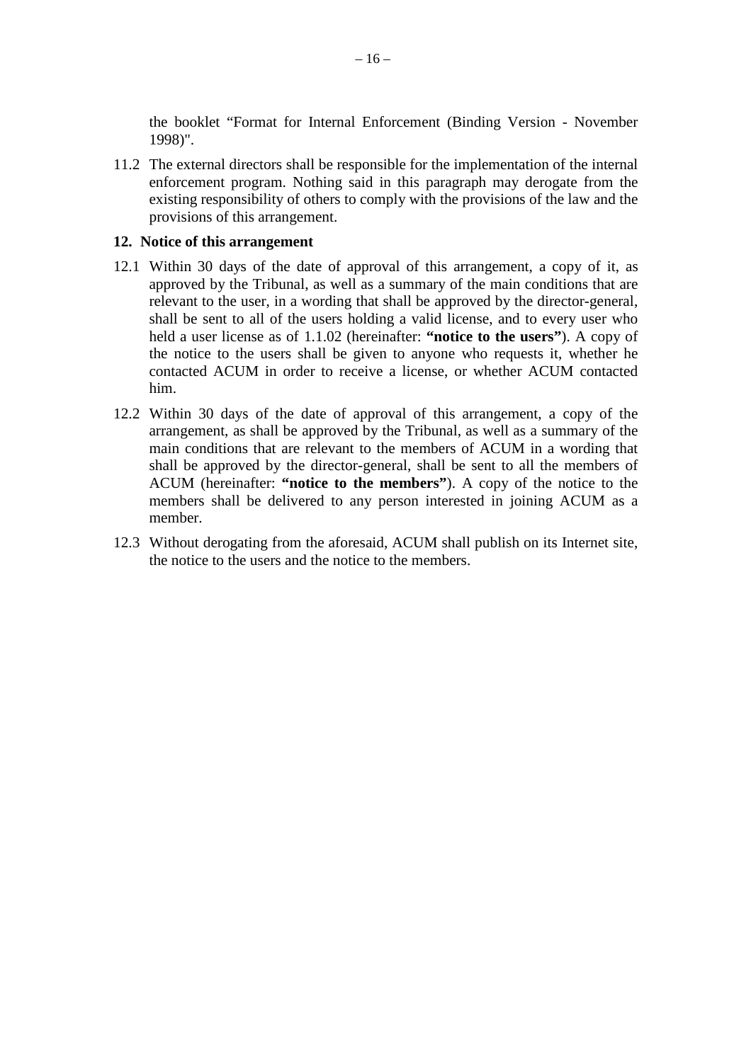the booklet “Format for Internal Enforcement (Binding Version - November 1998)".

11.2 The external directors shall be responsible for the implementation of the internal enforcement program. Nothing said in this paragraph may derogate from the existing responsibility of others to comply with the provisions of the law and the provisions of this arrangement.

**12. Notice of this arrangement**

12.1 Within 30 days of the date of approval of this arrangement, a copy of it, as approved by the Tribunal, as well as a summary of the main conditions that are relevant to the user, in a wording that shall be approved by the director-general, shall be sent to all of the users holding a valid license, and to every user who held a user license as of 1.1.02 (hereinafter: **“notice to the users”**). A copy of the notice to the users shall be given to anyone who requests it, whether he contacted ACUM in order to receive a license, or whether ACUM contacted him.

12.2 Within 30 days of the date of approval of this arrangement, a copy of the arrangement, as shall be approved by the Tribunal, as well as a summary of the main conditions that are relevant to the members of ACUM in a wording that shall be approved by the director-general, shall be sent to all the members of ACUM (hereinafter: **“notice to the members”**). A copy of the notice to the members shall be delivered to any person interested in joining ACUM as a member.

12.3 Without derogating from the aforesaid, ACUM shall publish on its Internet site, the notice to the users and the notice to the members.